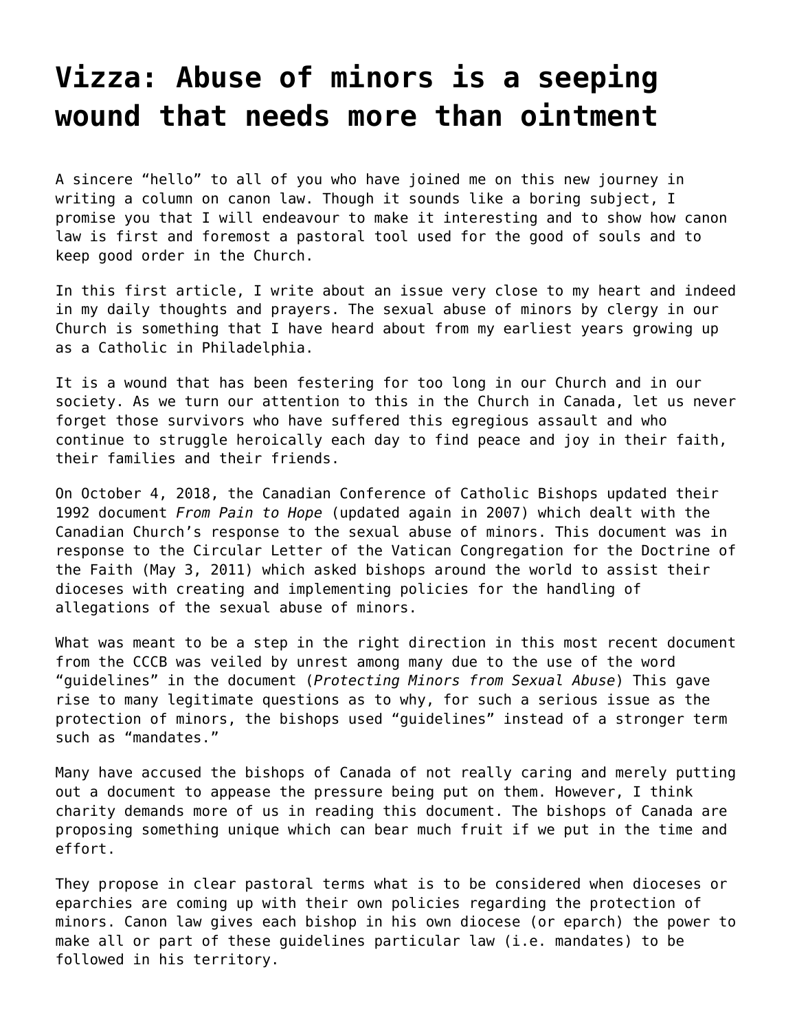# Vizza: Abuse of minors is a seeping wound that needs more than ointment

A sincere "hello" to all of you who have joined me on this new journey in writing a column on canon law. Though it sounds like a boring subject, I promise you that I will endeavour to make it interesting and to show how canon law is first and foremost a pastoral tool used for the good of souls and to keep good order in the Church.

In this first article, I write about an issue very close to my heart and indeed in my daily thoughts and prayers. The sexual abuse of minors by clergy in our Church is something that I have heard about from my earliest years growing up as a Catholic in Philadelphia.

It is a wound that has been festering for too long in our Church and in our society. As we turn our attention to this in the Church in Canada, let us never forget those survivors who have suffered this egregious assault and who continue to struggle heroically each day to find peace and joy in their faith, their families and their friends.

On October 4, 2018, the Canadian Conference of Catholic Bishops updated their 1992 document *From Pain to Hope* (updated again in 2007) which dealt with the Canadian Church's response to the sexual abuse of minors. This document was in response to the Circular Letter of the Vatican Congregation for the Doctrine of the Faith (May 3, 2011) which asked bishops around the world to assist their dioceses with creating and implementing policies for the handling of allegations of the sexual abuse of minors.

What was meant to be a step in the right direction in this most recent document from the CCCB was veiled by unrest among many due to the use of the word "guidelines" in the document (*Protecting Minors from Sexual Abuse*) This gave rise to many legitimate questions as to why, for such a serious issue as the protection of minors, the bishops used "guidelines" instead of a stronger term such as "mandates."

Many have accused the bishops of Canada of not really caring and merely putting out a document to appease the pressure being put on them. However, I think charity demands more of us in reading this document. The bishops of Canada are proposing something unique which can bear much fruit if we put in the time and effort.

They propose in clear pastoral terms what is to be considered when dioceses or eparchies are coming up with their own policies regarding the protection of minors. Canon law gives each bishop in his own diocese (or eparch) the power to make all or part of these guidelines particular law (i.e. mandates) to be followed in his territory.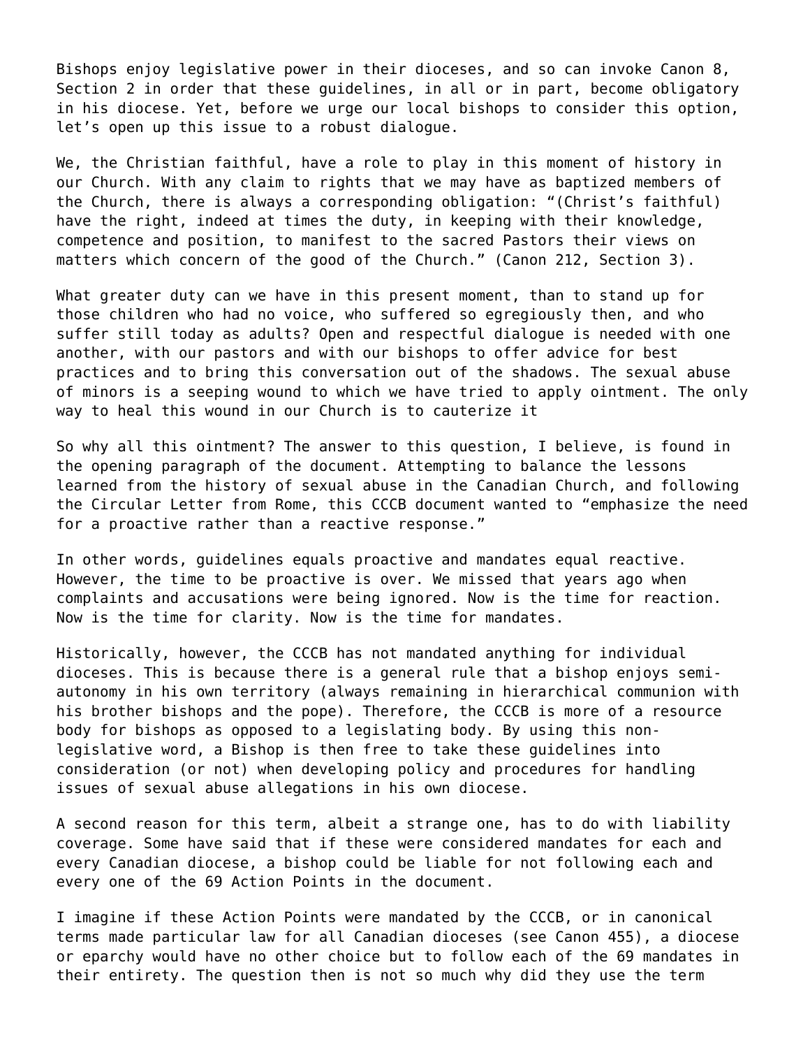Bishops enjoy legislative power in their dioceses, and so can invoke Canon 8, Section 2 in order that these guidelines, in all or in part, become obligatory in his diocese. Yet, before we urge our local bishops to consider this option, let's open up this issue to a robust dialogue.

We, the Christian faithful, have a role to play in this moment of history in our Church. With any claim to rights that we may have as baptized members of the Church, there is always a corresponding obligation: "(Christ's faithful) have the right, indeed at times the duty, in keeping with their knowledge, competence and position, to manifest to the sacred Pastors their views on matters which concern of the good of the Church." (Canon 212, Section 3).

What greater duty can we have in this present moment, than to stand up for those children who had no voice, who suffered so egregiously then, and who suffer still today as adults? Open and respectful dialogue is needed with one another, with our pastors and with our bishops to offer advice for best practices and to bring this conversation out of the shadows. The sexual abuse of minors is a seeping wound to which we have tried to apply ointment. The only way to heal this wound in our Church is to cauterize it

So why all this ointment? The answer to this question, I believe, is found in the opening paragraph of the document. Attempting to balance the lessons learned from the history of sexual abuse in the Canadian Church, and following the Circular Letter from Rome, this CCCB document wanted to "emphasize the need for a proactive rather than a reactive response."

In other words, guidelines equals proactive and mandates equal reactive. However, the time to be proactive is over. We missed that years ago when complaints and accusations were being ignored. Now is the time for reaction. Now is the time for clarity. Now is the time for mandates.

Historically, however, the CCCB has not mandated anything for individual dioceses. This is because there is a general rule that a bishop enjoys semi-autonomy in his own territory (always remaining in hierarchical communion with his brother bishops and the pope). Therefore, the CCCB is more of a resource body for bishops as opposed to a legislating body. By using this non-legislative word, a Bishop is then free to take these guidelines into consideration (or not) when developing policy and procedures for handling issues of sexual abuse allegations in his own diocese.

A second reason for this term, albeit a strange one, has to do with liability coverage. Some have said that if these were considered mandates for each and every Canadian diocese, a bishop could be liable for not following each and every one of the 69 Action Points in the document.

I imagine if these Action Points were mandated by the CCCB, or in canonical terms made particular law for all Canadian dioceses (see Canon 455), a diocese or eparchy would have no other choice but to follow each of the 69 mandates in their entirety. The question then is not so much why did they use the term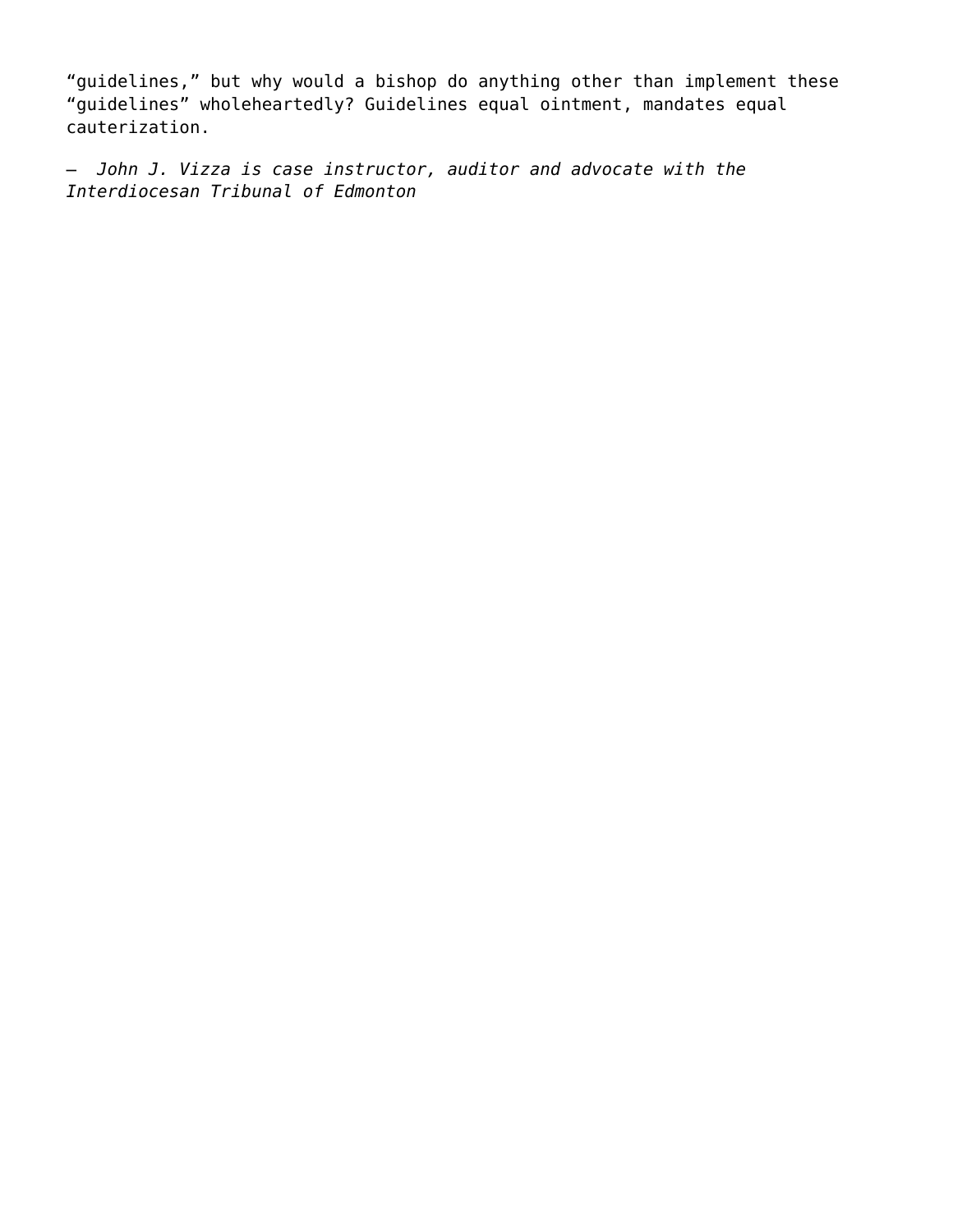“guidelines,” but why would a bishop do anything other than implement these “guidelines” wholeheartedly? Guidelines equal ointment, mandates equal cauterization.

– *John J. Vizza is case instructor, auditor and advocate with the Interdiocesan Tribunal of Edmonton*